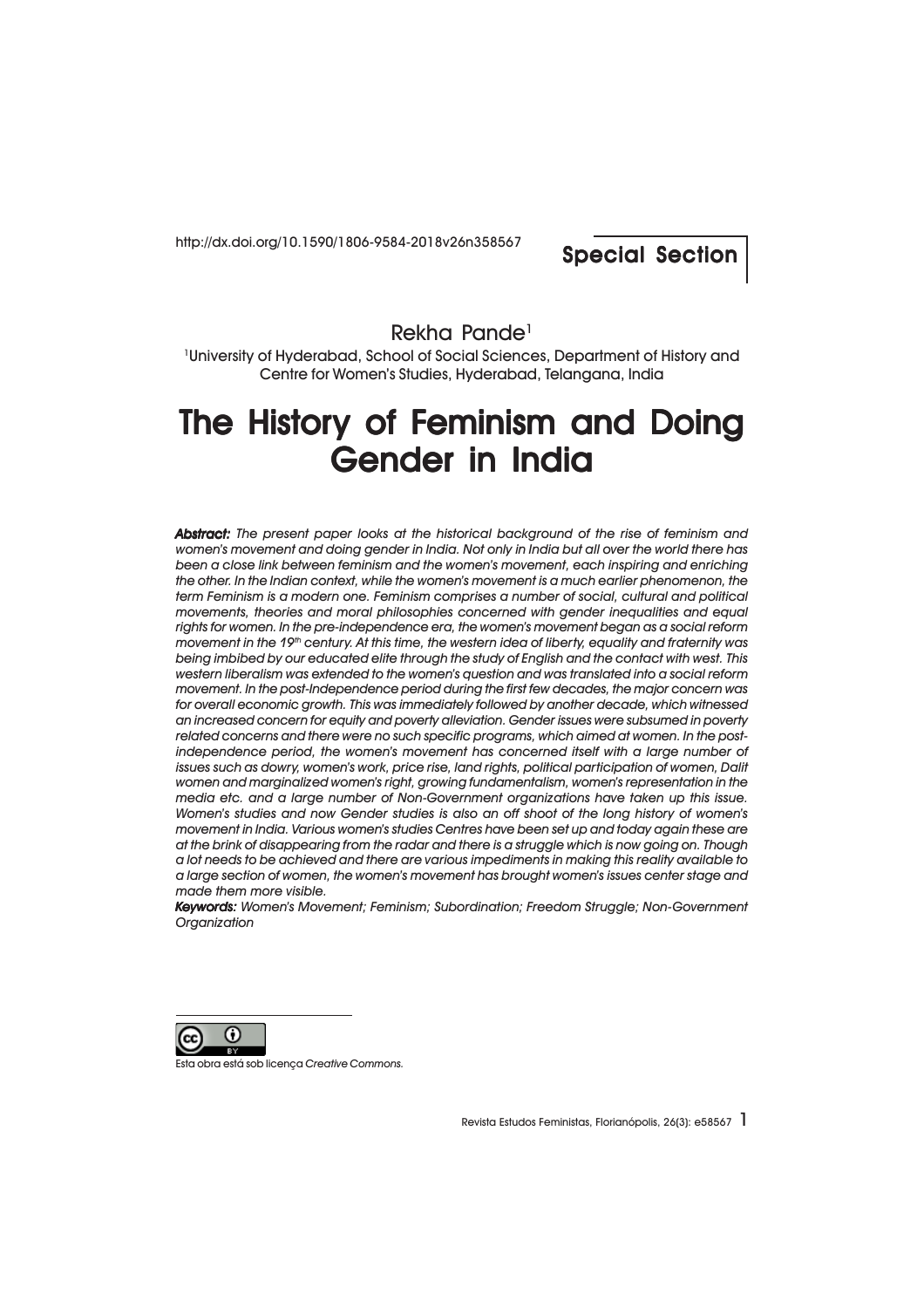http://dx.doi.org/10.1590/1806-9584-2018v26n358567

**Special Section**

Rekha Pande[1]

[1]University of Hyderabad, School of Social Sciences, Department of History and Centre for Women's Studies, Hyderabad, Telangana, India

# The History of Feminism and Doing Gender in India

***Abstract:*** *The present paper looks at the historical background of the rise of feminism and women's movement and doing gender in India. Not only in India but all over the world there has been a close link between feminism and the women's movement, each inspiring and enriching the other. In the Indian context, while the women's movement is a much earlier phenomenon, the term Feminism is a modern one. Feminism comprises a number of social, cultural and political movements, theories and moral philosophies concerned with gender inequalities and equal rights for women. In the pre-independence era, the women's movement began as a social reform movement in the 19th century. At this time, the western idea of liberty, equality and fraternity was being imbibed by our educated elite through the study of English and the contact with west. This western liberalism was extended to the women's question and was translated into a social reform movement. In the post-Independence period during the first few decades, the major concern was for overall economic growth. This was immediately followed by another decade, which witnessed an increased concern for equity and poverty alleviation. Gender issues were subsumed in poverty related concerns and there were no such specific programs, which aimed at women. In the post-independence period, the women's movement has concerned itself with a large number of issues such as dowry, women's work, price rise, land rights, political participation of women, Dalit women and marginalized women's right, growing fundamentalism, women's representation in the media etc. and a large number of Non-Government organizations have taken up this issue. Women's studies and now Gender studies is also an off shoot of the long history of women's movement in India. Various women's studies Centres have been set up and today again these are at the brink of disappearing from the radar and there is a struggle which is now going on. Though a lot needs to be achieved and there are various impediments in making this reality available to a large section of women, the women's movement has brought women's issues center stage and made them more visible.*

***Keywords:*** *Women's Movement; Feminism; Subordination; Freedom Struggle; Non-Government Organization*

Esta obra está sob licença *Creative Commons.*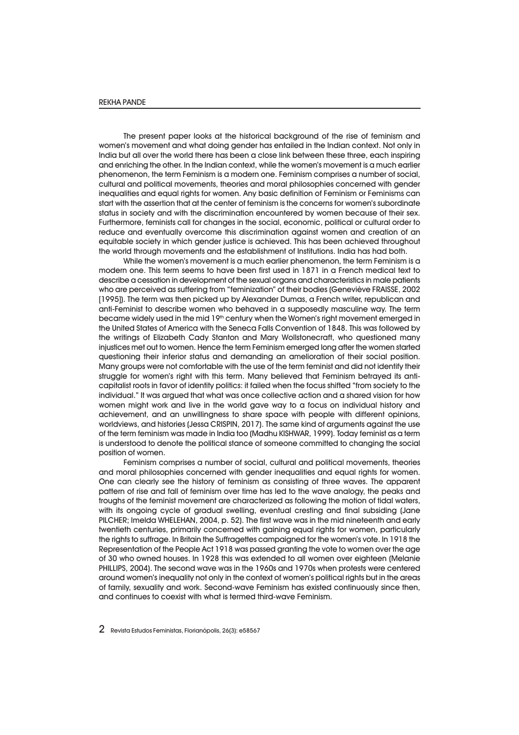The present paper looks at the historical background of the rise of feminism and women's movement and what doing gender has entailed in the Indian context. Not only in India but all over the world there has been a close link between these three, each inspiring and enriching the other. In the Indian context, while the women's movement is a much earlier phenomenon, the term Feminism is a modern one. Feminism comprises a number of social, cultural and political movements, theories and moral philosophies concerned with gender inequalities and equal rights for women. Any basic definition of Feminism or Feminisms can start with the assertion that at the center of feminism is the concerns for women's subordinate status in society and with the discrimination encountered by women because of their sex. Furthermore, feminists call for changes in the social, economic, political or cultural order to reduce and eventually overcome this discrimination against women and creation of an equitable society in which gender justice is achieved. This has been achieved throughout the world through movements and the establishment of Institutions. India has had both.

While the women's movement is a much earlier phenomenon, the term Feminism is a modern one. This term seems to have been first used in 1871 in a French medical text to describe a cessation in development of the sexual organs and characteristics in male patients who are perceived as suffering from "feminization" of their bodies (Geneviève FRAISSE, 2002 [1995]). The term was then picked up by Alexander Dumas, a French writer, republican and anti-Feminist to describe women who behaved in a supposedly masculine way. The term became widely used in the mid 19th century when the Women's right movement emerged in the United States of America with the Seneca Falls Convention of 1848. This was followed by the writings of Elizabeth Cady Stanton and Mary Wollstonecraft, who questioned many injustices met out to women. Hence the term Feminism emerged long after the women started questioning their inferior status and demanding an amelioration of their social position. Many groups were not comfortable with the use of the term feminist and did not identify their struggle for women's right with this term. Many believed that Feminism betrayed its anti-capitalist roots in favor of identity politics: it failed when the focus shifted "from society to the individual." It was argued that what was once collective action and a shared vision for how women might work and live in the world gave way to a focus on individual history and achievement, and an unwillingness to share space with people with different opinions, worldviews, and histories (Jessa CRISPIN, 2017). The same kind of arguments against the use of the term feminism was made in India too (Madhu KISHWAR, 1999). Today feminist as a term is understood to denote the political stance of someone committed to changing the social position of women.

Feminism comprises a number of social, cultural and political movements, theories and moral philosophies concerned with gender inequalities and equal rights for women. One can clearly see the history of feminism as consisting of three waves. The apparent pattern of rise and fall of feminism over time has led to the wave analogy, the peaks and troughs of the feminist movement are characterized as following the motion of tidal waters, with its ongoing cycle of gradual swelling, eventual cresting and final subsiding (Jane PILCHER; Imelda WHELEHAN, 2004, p. 52). The first wave was in the mid nineteenth and early twentieth centuries, primarily concerned with gaining equal rights for women, particularly the rights to suffrage. In Britain the Suffragettes campaigned for the women's vote. In 1918 the Representation of the People Act 1918 was passed granting the vote to women over the age of 30 who owned houses. In 1928 this was extended to all women over eighteen (Melanie PHILLIPS, 2004). The second wave was in the 1960s and 1970s when protests were centered around women's inequality not only in the context of women's political rights but in the areas of family, sexuality and work. Second-wave Feminism has existed continuously since then, and continues to coexist with what is termed third-wave Feminism.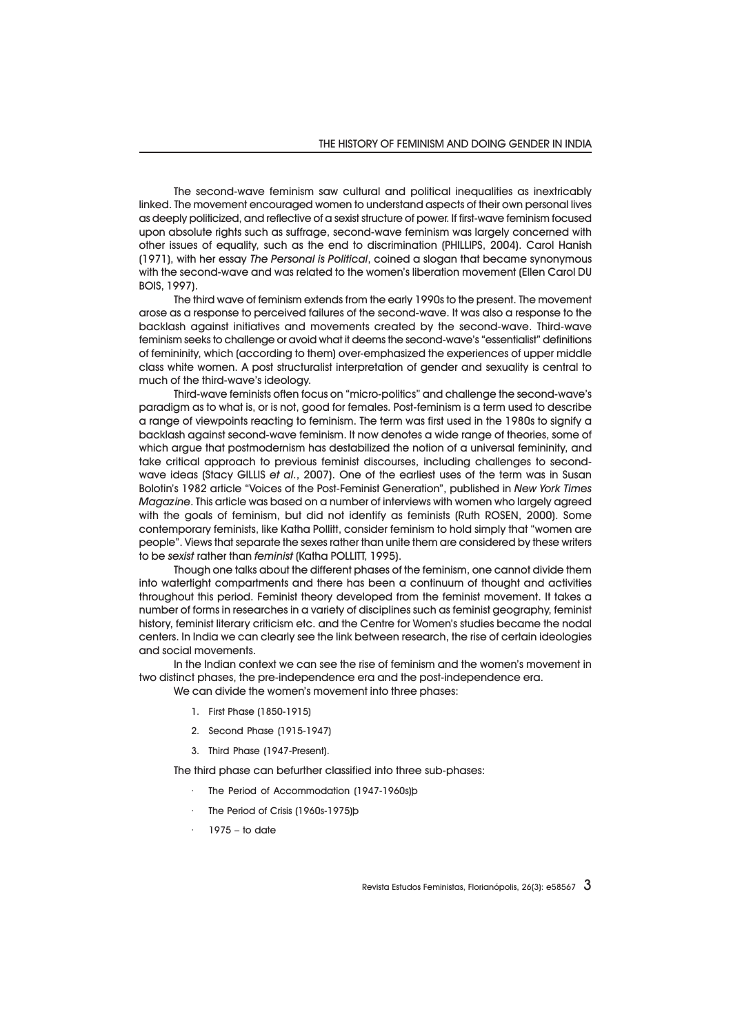The second-wave feminism saw cultural and political inequalities as inextricably linked. The movement encouraged women to understand aspects of their own personal lives as deeply politicized, and reflective of a sexist structure of power. If first-wave feminism focused upon absolute rights such as suffrage, second-wave feminism was largely concerned with other issues of equality, such as the end to discrimination (PHILLIPS, 2004). Carol Hanish (1971), with her essay *The Personal is Political*, coined a slogan that became synonymous with the second-wave and was related to the women's liberation movement (Ellen Carol DU BOIS, 1997).

The third wave of feminism extends from the early 1990s to the present. The movement arose as a response to perceived failures of the second-wave. It was also a response to the backlash against initiatives and movements created by the second-wave. Third-wave feminism seeks to challenge or avoid what it deems the second-wave's "essentialist" definitions of femininity, which (according to them) over-emphasized the experiences of upper middle class white women. A post structuralist interpretation of gender and sexuality is central to much of the third-wave's ideology.

Third-wave feminists often focus on "micro-politics" and challenge the second-wave's paradigm as to what is, or is not, good for females. Post-feminism is a term used to describe a range of viewpoints reacting to feminism. The term was first used in the 1980s to signify a backlash against second-wave feminism. It now denotes a wide range of theories, some of which argue that postmodernism has destabilized the notion of a universal femininity, and take critical approach to previous feminist discourses, including challenges to second-wave ideas (Stacy GILLIS *et al.*, 2007). One of the earliest uses of the term was in Susan Bolotin's 1982 article "Voices of the Post-Feminist Generation", published in *New York Times Magazine*. This article was based on a number of interviews with women who largely agreed with the goals of feminism, but did not identify as feminists (Ruth ROSEN, 2000). Some contemporary feminists, like Katha Pollitt, consider feminism to hold simply that "women are people". Views that separate the sexes rather than unite them are considered by these writers to be *sexist* rather than *feminist* (Katha POLLITT, 1995).

Though one talks about the different phases of the feminism, one cannot divide them into watertight compartments and there has been a continuum of thought and activities throughout this period. Feminist theory developed from the feminist movement. It takes a number of forms in researches in a variety of disciplines such as feminist geography, feminist history, feminist literary criticism etc. and the Centre for Women's studies became the nodal centers. In India we can clearly see the link between research, the rise of certain ideologies and social movements.

In the Indian context we can see the rise of feminism and the women's movement in two distinct phases, the pre-independence era and the post-independence era.

We can divide the women's movement into three phases:

1. First Phase (1850-1915)
2. Second Phase (1915-1947)
3. Third Phase (1947-Present).

The third phase can befurther classified into three sub-phases:

- The Period of Accommodation (1947-1960s)þ
- The Period of Crisis (1960s-1975)þ
- 1975 – to date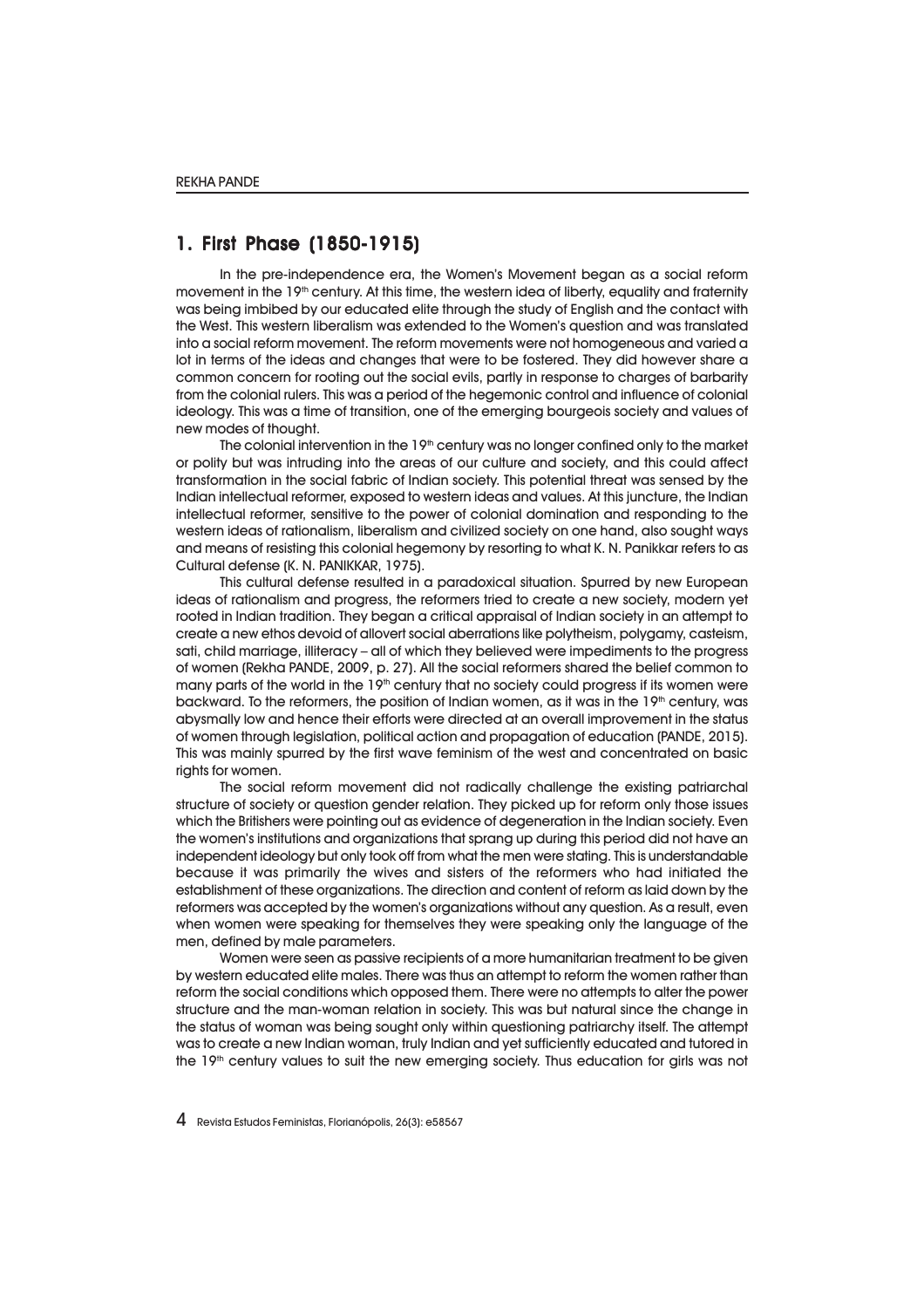## 1. First Phase (1850-1915)

In the pre-independence era, the Women's Movement began as a social reform movement in the 19th century. At this time, the western idea of liberty, equality and fraternity was being imbibed by our educated elite through the study of English and the contact with the West. This western liberalism was extended to the Women's question and was translated into a social reform movement. The reform movements were not homogeneous and varied a lot in terms of the ideas and changes that were to be fostered. They did however share a common concern for rooting out the social evils, partly in response to charges of barbarity from the colonial rulers. This was a period of the hegemonic control and influence of colonial ideology. This was a time of transition, one of the emerging bourgeois society and values of new modes of thought.

The colonial intervention in the 19th century was no longer confined only to the market or polity but was intruding into the areas of our culture and society, and this could affect transformation in the social fabric of Indian society. This potential threat was sensed by the Indian intellectual reformer, exposed to western ideas and values. At this juncture, the Indian intellectual reformer, sensitive to the power of colonial domination and responding to the western ideas of rationalism, liberalism and civilized society on one hand, also sought ways and means of resisting this colonial hegemony by resorting to what K. N. Panikkar refers to as Cultural defense (K. N. PANIKKAR, 1975).

This cultural defense resulted in a paradoxical situation. Spurred by new European ideas of rationalism and progress, the reformers tried to create a new society, modern yet rooted in Indian tradition. They began a critical appraisal of Indian society in an attempt to create a new ethos devoid of allovert social aberrations like polytheism, polygamy, casteism, sati, child marriage, illiteracy – all of which they believed were impediments to the progress of women (Rekha PANDE, 2009, p. 27). All the social reformers shared the belief common to many parts of the world in the 19th century that no society could progress if its women were backward. To the reformers, the position of Indian women, as it was in the 19th century, was abysmally low and hence their efforts were directed at an overall improvement in the status of women through legislation, political action and propagation of education (PANDE, 2015). This was mainly spurred by the first wave feminism of the west and concentrated on basic rights for women.

The social reform movement did not radically challenge the existing patriarchal structure of society or question gender relation. They picked up for reform only those issues which the Britishers were pointing out as evidence of degeneration in the Indian society. Even the women's institutions and organizations that sprang up during this period did not have an independent ideology but only took off from what the men were stating. This is understandable because it was primarily the wives and sisters of the reformers who had initiated the establishment of these organizations. The direction and content of reform as laid down by the reformers was accepted by the women's organizations without any question. As a result, even when women were speaking for themselves they were speaking only the language of the men, defined by male parameters.

Women were seen as passive recipients of a more humanitarian treatment to be given by western educated elite males. There was thus an attempt to reform the women rather than reform the social conditions which opposed them. There were no attempts to alter the power structure and the man-woman relation in society. This was but natural since the change in the status of woman was being sought only within questioning patriarchy itself. The attempt was to create a new Indian woman, truly Indian and yet sufficiently educated and tutored in the 19th century values to suit the new emerging society. Thus education for girls was not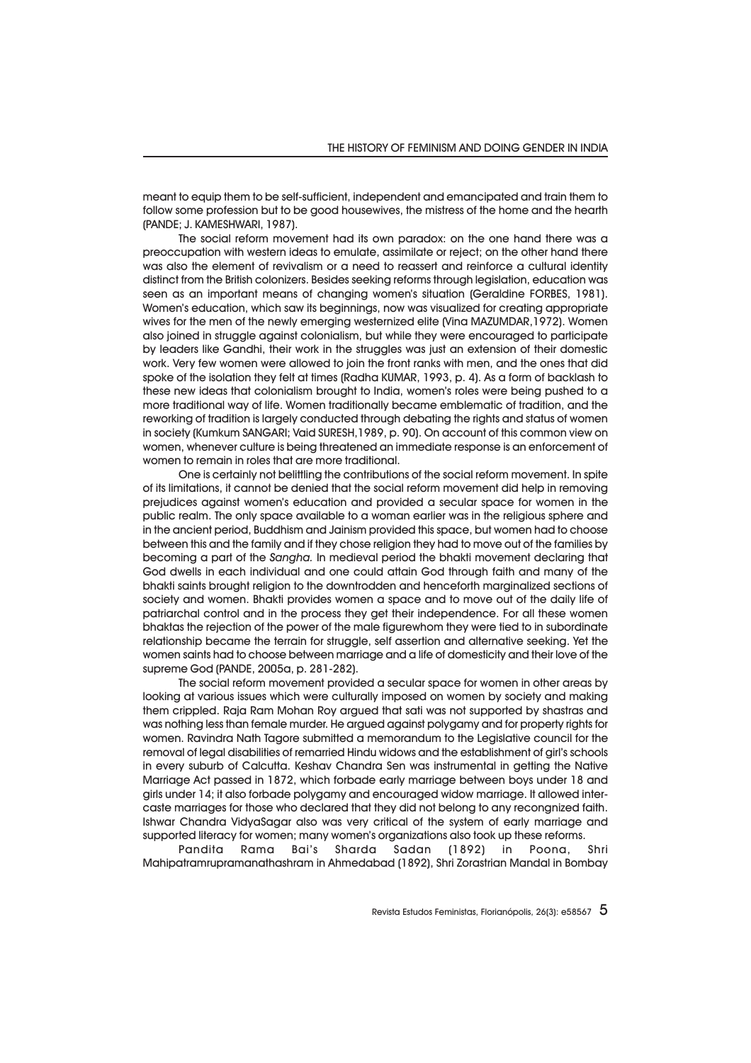meant to equip them to be self-sufficient, independent and emancipated and train them to follow some profession but to be good housewives, the mistress of the home and the hearth (PANDE; J. KAMESHWARI, 1987).

The social reform movement had its own paradox: on the one hand there was a preoccupation with western ideas to emulate, assimilate or reject; on the other hand there was also the element of revivalism or a need to reassert and reinforce a cultural identity distinct from the British colonizers. Besides seeking reforms through legislation, education was seen as an important means of changing women's situation (Geraldine FORBES, 1981). Women's education, which saw its beginnings, now was visualized for creating appropriate wives for the men of the newly emerging westernized elite (Vina MAZUMDAR,1972). Women also joined in struggle against colonialism, but while they were encouraged to participate by leaders like Gandhi, their work in the struggles was just an extension of their domestic work. Very few women were allowed to join the front ranks with men, and the ones that did spoke of the isolation they felt at times (Radha KUMAR, 1993, p. 4). As a form of backlash to these new ideas that colonialism brought to India, women's roles were being pushed to a more traditional way of life. Women traditionally became emblematic of tradition, and the reworking of tradition is largely conducted through debating the rights and status of women in society (Kumkum SANGARI; Vaid SURESH,1989, p. 90). On account of this common view on women, whenever culture is being threatened an immediate response is an enforcement of women to remain in roles that are more traditional.

One is certainly not belittling the contributions of the social reform movement. In spite of its limitations, it cannot be denied that the social reform movement did help in removing prejudices against women's education and provided a secular space for women in the public realm. The only space available to a woman earlier was in the religious sphere and in the ancient period, Buddhism and Jainism provided this space, but women had to choose between this and the family and if they chose religion they had to move out of the families by becoming a part of the *Sangha.* In medieval period the bhakti movement declaring that God dwells in each individual and one could attain God through faith and many of the bhakti saints brought religion to the downtrodden and henceforth marginalized sections of society and women. Bhakti provides women a space and to move out of the daily life of patriarchal control and in the process they get their independence. For all these women bhaktas the rejection of the power of the male figurewhom they were tied to in subordinate relationship became the terrain for struggle, self assertion and alternative seeking. Yet the women saints had to choose between marriage and a life of domesticity and their love of the supreme God (PANDE, 2005a, p. 281-282).

The social reform movement provided a secular space for women in other areas by looking at various issues which were culturally imposed on women by society and making them crippled. Raja Ram Mohan Roy argued that sati was not supported by shastras and was nothing less than female murder. He argued against polygamy and for property rights for women. Ravindra Nath Tagore submitted a memorandum to the Legislative council for the removal of legal disabilities of remarried Hindu widows and the establishment of girl's schools in every suburb of Calcutta. Keshav Chandra Sen was instrumental in getting the Native Marriage Act passed in 1872, which forbade early marriage between boys under 18 and girls under 14; it also forbade polygamy and encouraged widow marriage. It allowed inter-caste marriages for those who declared that they did not belong to any recongnized faith. Ishwar Chandra VidyaSagar also was very critical of the system of early marriage and supported literacy for women; many women's organizations also took up these reforms.

Pandita Rama Bai's Sharda Sadan (1892) in Poona, Shri Mahipatramrupramanathashram in Ahmedabad (1892), Shri Zorastrian Mandal in Bombay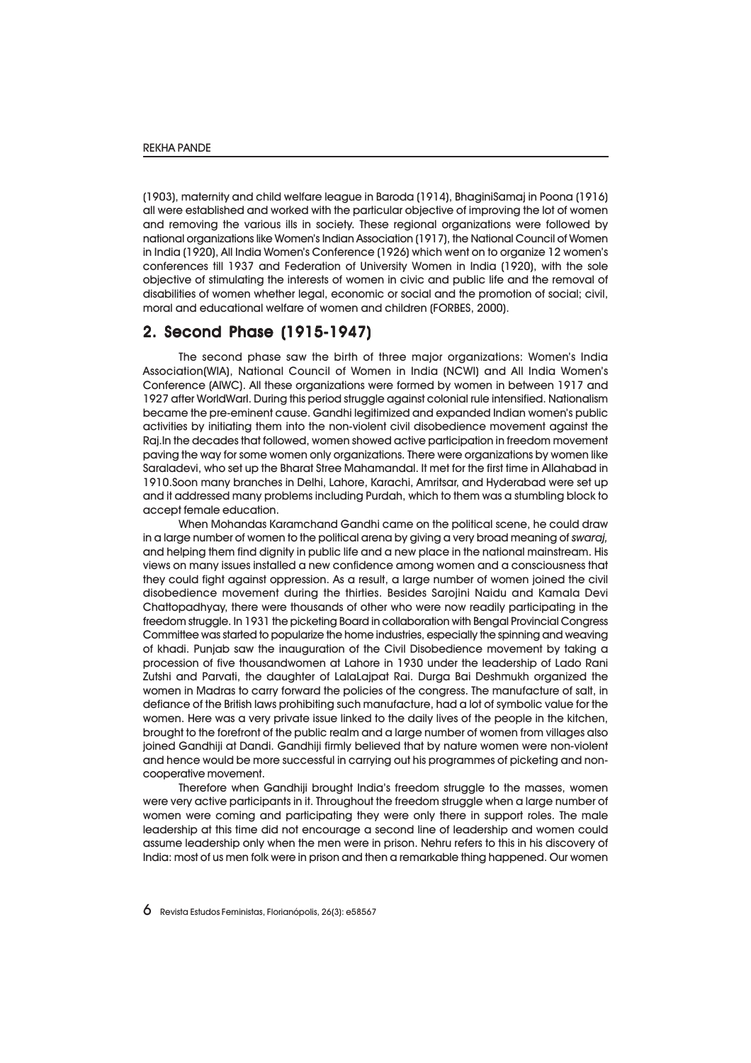(1903), maternity and child welfare league in Baroda (1914), BhaginiSamaj in Poona (1916) all were established and worked with the particular objective of improving the lot of women and removing the various ills in society. These regional organizations were followed by national organizations like Women's Indian Association (1917), the National Council of Women in India (1920), All India Women's Conference (1926) which went on to organize 12 women's conferences till 1937 and Federation of University Women in India (1920), with the sole objective of stimulating the interests of women in civic and public life and the removal of disabilities of women whether legal, economic or social and the promotion of social; civil, moral and educational welfare of women and children (FORBES, 2000).

## 2. Second Phase (1915-1947)

The second phase saw the birth of three major organizations: Women's India Association(WIA), National Council of Women in India (NCWI) and All India Women's Conference (AIWC). All these organizations were formed by women in between 1917 and 1927 after WorldWarI. During this period struggle against colonial rule intensified. Nationalism became the pre-eminent cause. Gandhi legitimized and expanded Indian women's public activities by initiating them into the non-violent civil disobedience movement against the Raj.In the decades that followed, women showed active participation in freedom movement paving the way for some women only organizations. There were organizations by women like Saraladevi, who set up the Bharat Stree Mahamandal. It met for the first time in Allahabad in 1910.Soon many branches in Delhi, Lahore, Karachi, Amritsar, and Hyderabad were set up and it addressed many problems including Purdah, which to them was a stumbling block to accept female education.

When Mohandas Karamchand Gandhi came on the political scene, he could draw in a large number of women to the political arena by giving a very broad meaning of *swaraj,* and helping them find dignity in public life and a new place in the national mainstream. His views on many issues installed a new confidence among women and a consciousness that they could fight against oppression. As a result, a large number of women joined the civil disobedience movement during the thirties. Besides Sarojini Naidu and Kamala Devi Chattopadhyay, there were thousands of other who were now readily participating in the freedom struggle. In 1931 the picketing Board in collaboration with Bengal Provincial Congress Committee was started to popularize the home industries, especially the spinning and weaving of khadi. Punjab saw the inauguration of the Civil Disobedience movement by taking a procession of five thousandwomen at Lahore in 1930 under the leadership of Lado Rani Zutshi and Parvati, the daughter of LalaLajpat Rai. Durga Bai Deshmukh organized the women in Madras to carry forward the policies of the congress. The manufacture of salt, in defiance of the British laws prohibiting such manufacture, had a lot of symbolic value for the women. Here was a very private issue linked to the daily lives of the people in the kitchen, brought to the forefront of the public realm and a large number of women from villages also joined Gandhiji at Dandi. Gandhiji firmly believed that by nature women were non-violent and hence would be more successful in carrying out his programmes of picketing and non-cooperative movement.

Therefore when Gandhiji brought India's freedom struggle to the masses, women were very active participants in it. Throughout the freedom struggle when a large number of women were coming and participating they were only there in support roles. The male leadership at this time did not encourage a second line of leadership and women could assume leadership only when the men were in prison. Nehru refers to this in his discovery of India: most of us men folk were in prison and then a remarkable thing happened. Our women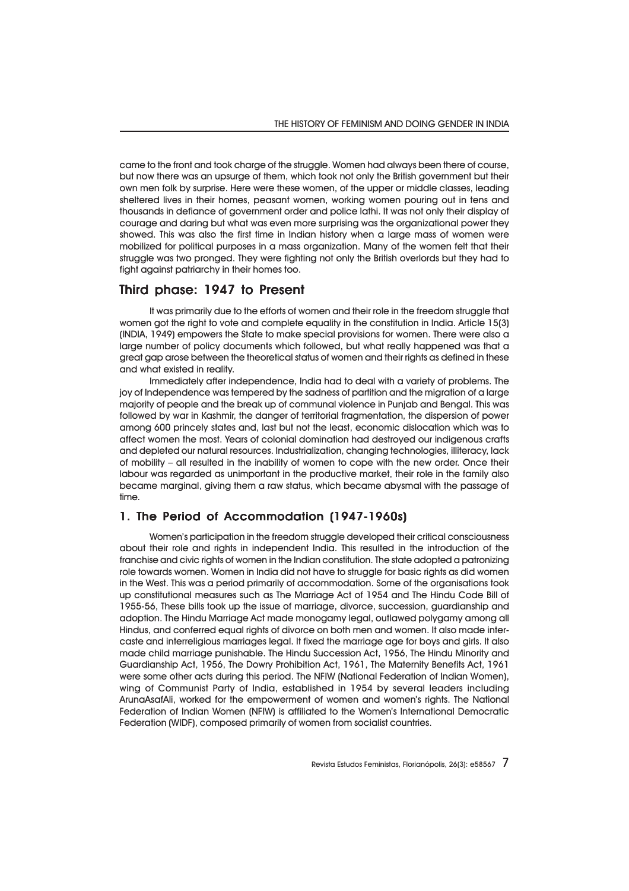came to the front and took charge of the struggle. Women had always been there of course, but now there was an upsurge of them, which took not only the British government but their own men folk by surprise. Here were these women, of the upper or middle classes, leading sheltered lives in their homes, peasant women, working women pouring out in tens and thousands in defiance of government order and police lathi. It was not only their display of courage and daring but what was even more surprising was the organizational power they showed. This was also the first time in Indian history when a large mass of women were mobilized for political purposes in a mass organization. Many of the women felt that their struggle was two pronged. They were fighting not only the British overlords but they had to fight against patriarchy in their homes too.

## Third phase: 1947 to Present

It was primarily due to the efforts of women and their role in the freedom struggle that women got the right to vote and complete equality in the constitution in India. Article 15(3) (INDIA, 1949) empowers the State to make special provisions for women. There were also a large number of policy documents which followed, but what really happened was that a great gap arose between the theoretical status of women and their rights as defined in these and what existed in reality.

Immediately after independence, India had to deal with a variety of problems. The joy of Independence was tempered by the sadness of partition and the migration of a large majority of people and the break up of communal violence in Punjab and Bengal. This was followed by war in Kashmir, the danger of territorial fragmentation, the dispersion of power among 600 princely states and, last but not the least, economic dislocation which was to affect women the most. Years of colonial domination had destroyed our indigenous crafts and depleted our natural resources. Industrialization, changing technologies, illiteracy, lack of mobility – all resulted in the inability of women to cope with the new order. Once their labour was regarded as unimportant in the productive market, their role in the family also became marginal, giving them a raw status, which became abysmal with the passage of time.

### 1. The Period of Accommodation (1947-1960s)

Women's participation in the freedom struggle developed their critical consciousness about their role and rights in independent India. This resulted in the introduction of the franchise and civic rights of women in the Indian constitution. The state adopted a patronizing role towards women. Women in India did not have to struggle for basic rights as did women in the West. This was a period primarily of accommodation. Some of the organisations took up constitutional measures such as The Marriage Act of 1954 and The Hindu Code Bill of 1955-56, These bills took up the issue of marriage, divorce, succession, guardianship and adoption. The Hindu Marriage Act made monogamy legal, outlawed polygamy among all Hindus, and conferred equal rights of divorce on both men and women. It also made inter-caste and interreligious marriages legal. It fixed the marriage age for boys and girls. It also made child marriage punishable. The Hindu Succession Act, 1956, The Hindu Minority and Guardianship Act, 1956, The Dowry Prohibition Act, 1961, The Maternity Benefits Act, 1961 were some other acts during this period. The NFIW (National Federation of Indian Women), wing of Communist Party of India, established in 1954 by several leaders including ArunaAsafAli, worked for the empowerment of women and women's rights. The National Federation of Indian Women (NFIW) is affiliated to the Women's International Democratic Federation (WIDF), composed primarily of women from socialist countries.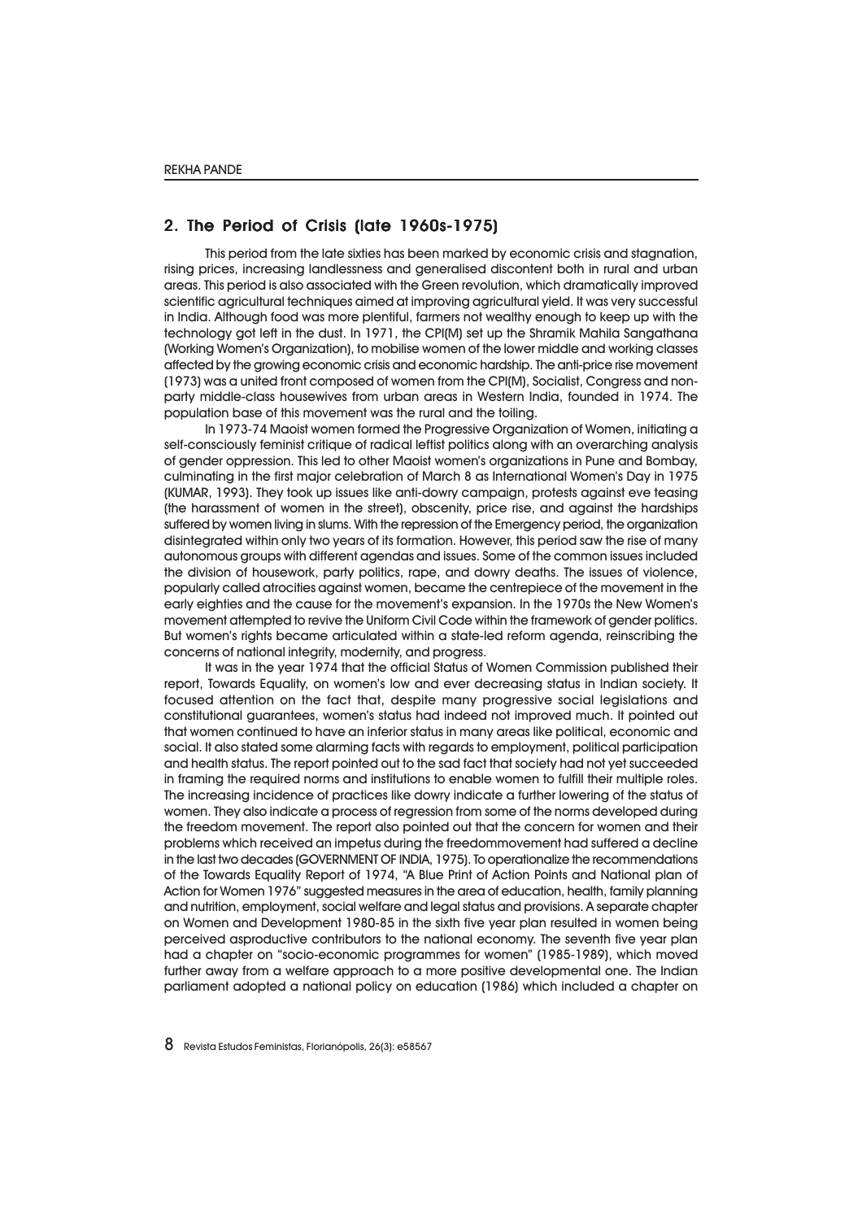## 2. The Period of Crisis (late 1960s-1975)

This period from the late sixties has been marked by economic crisis and stagnation, rising prices, increasing landlessness and generalised discontent both in rural and urban areas. This period is also associated with the Green revolution, which dramatically improved scientific agricultural techniques aimed at improving agricultural yield. It was very successful in India. Although food was more plentiful, farmers not wealthy enough to keep up with the technology got left in the dust. In 1971, the CPI(M) set up the Shramik Mahila Sangathana (Working Women's Organization), to mobilise women of the lower middle and working classes affected by the growing economic crisis and economic hardship. The anti-price rise movement (1973) was a united front composed of women from the CPI(M), Socialist, Congress and non-party middle-class housewives from urban areas in Western India, founded in 1974. The population base of this movement was the rural and the toiling.

In 1973-74 Maoist women formed the Progressive Organization of Women, initiating a self-consciously feminist critique of radical leftist politics along with an overarching analysis of gender oppression. This led to other Maoist women's organizations in Pune and Bombay, culminating in the first major celebration of March 8 as International Women's Day in 1975 (KUMAR, 1993). They took up issues like anti-dowry campaign, protests against eve teasing (the harassment of women in the street), obscenity, price rise, and against the hardships suffered by women living in slums. With the repression of the Emergency period, the organization disintegrated within only two years of its formation. However, this period saw the rise of many autonomous groups with different agendas and issues. Some of the common issues included the division of housework, party politics, rape, and dowry deaths. The issues of violence, popularly called atrocities against women, became the centrepiece of the movement in the early eighties and the cause for the movement's expansion. In the 1970s the New Women's movement attempted to revive the Uniform Civil Code within the framework of gender politics. But women's rights became articulated within a state-led reform agenda, reinscribing the concerns of national integrity, modernity, and progress.

It was in the year 1974 that the official Status of Women Commission published their report, Towards Equality, on women's low and ever decreasing status in Indian society. It focused attention on the fact that, despite many progressive social legislations and constitutional guarantees, women's status had indeed not improved much. It pointed out that women continued to have an inferior status in many areas like political, economic and social. It also stated some alarming facts with regards to employment, political participation and health status. The report pointed out to the sad fact that society had not yet succeeded in framing the required norms and institutions to enable women to fulfill their multiple roles. The increasing incidence of practices like dowry indicate a further lowering of the status of women. They also indicate a process of regression from some of the norms developed during the freedom movement. The report also pointed out that the concern for women and their problems which received an impetus during the freedommovement had suffered a decline in the last two decades (GOVERNMENT OF INDIA, 1975). To operationalize the recommendations of the Towards Equality Report of 1974, "A Blue Print of Action Points and National plan of Action for Women 1976" suggested measures in the area of education, health, family planning and nutrition, employment, social welfare and legal status and provisions. A separate chapter on Women and Development 1980-85 in the sixth five year plan resulted in women being perceived asproductive contributors to the national economy. The seventh five year plan had a chapter on "socio-economic programmes for women" (1985-1989), which moved further away from a welfare approach to a more positive developmental one. The Indian parliament adopted a national policy on education (1986) which included a chapter on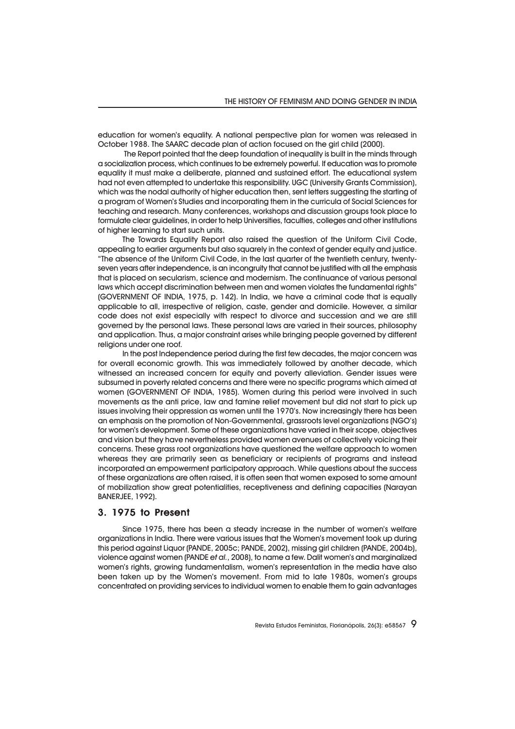education for women's equality. A national perspective plan for women was released in October 1988. The SAARC decade plan of action focused on the girl child (2000).

The Report pointed that the deep foundation of inequality is built in the minds through a socialization process, which continues to be extremely powerful. If education was to promote equality it must make a deliberate, planned and sustained effort. The educational system had not even attempted to undertake this responsibility. UGC (University Grants Commission), which was the nodal authority of higher education then, sent letters suggesting the starting of a program of Women's Studies and incorporating them in the curricula of Social Sciences for teaching and research. Many conferences, workshops and discussion groups took place to formulate clear guidelines, in order to help Universities, faculties, colleges and other institutions of higher learning to start such units.

The Towards Equality Report also raised the question of the Uniform Civil Code, appealing to earlier arguments but also squarely in the context of gender equity and justice. "The absence of the Uniform Civil Code, in the last quarter of the twentieth century, twenty-seven years after independence, is an incongruity that cannot be justified with all the emphasis that is placed on secularism, science and modernism. The continuance of various personal laws which accept discrimination between men and women violates the fundamental rights" (GOVERNMENT OF INDIA, 1975, p. 142). In India, we have a criminal code that is equally applicable to all, irrespective of religion, caste, gender and domicile. However, a similar code does not exist especially with respect to divorce and succession and we are still governed by the personal laws. These personal laws are varied in their sources, philosophy and application. Thus, a major constraint arises while bringing people governed by different religions under one roof.

In the post Independence period during the first few decades, the major concern was for overall economic growth. This was immediately followed by another decade, which witnessed an increased concern for equity and poverty alleviation. Gender issues were subsumed in poverty related concerns and there were no specific programs which aimed at women (GOVERNMENT OF INDIA, 1985). Women during this period were involved in such movements as the anti price, law and famine relief movement but did not start to pick up issues involving their oppression as women until the 1970's. Now increasingly there has been an emphasis on the promotion of Non-Governmental, grassroots level organizations (NGO's) for women's development. Some of these organizations have varied in their scope, objectives and vision but they have nevertheless provided women avenues of collectively voicing their concerns. These grass root organizations have questioned the welfare approach to women whereas they are primarily seen as beneficiary or recipients of programs and instead incorporated an empowerment participatory approach. While questions about the success of these organizations are often raised, it is often seen that women exposed to some amount of mobilization show great potentialities, receptiveness and defining capacities (Narayan BANERJEE, 1992).

## 3. 1975 to Present

Since 1975, there has been a steady increase in the number of women's welfare organizations in India. There were various issues that the Women's movement took up during this period against Liquor (PANDE, 2005c; PANDE, 2002), missing girl children (PANDE, 2004b), violence against women (PANDE *et al.*, 2008), to name a few. Dalit women's and marginalized women's rights, growing fundamentalism, women's representation in the media have also been taken up by the Women's movement. From mid to late 1980s, women's groups concentrated on providing services to individual women to enable them to gain advantages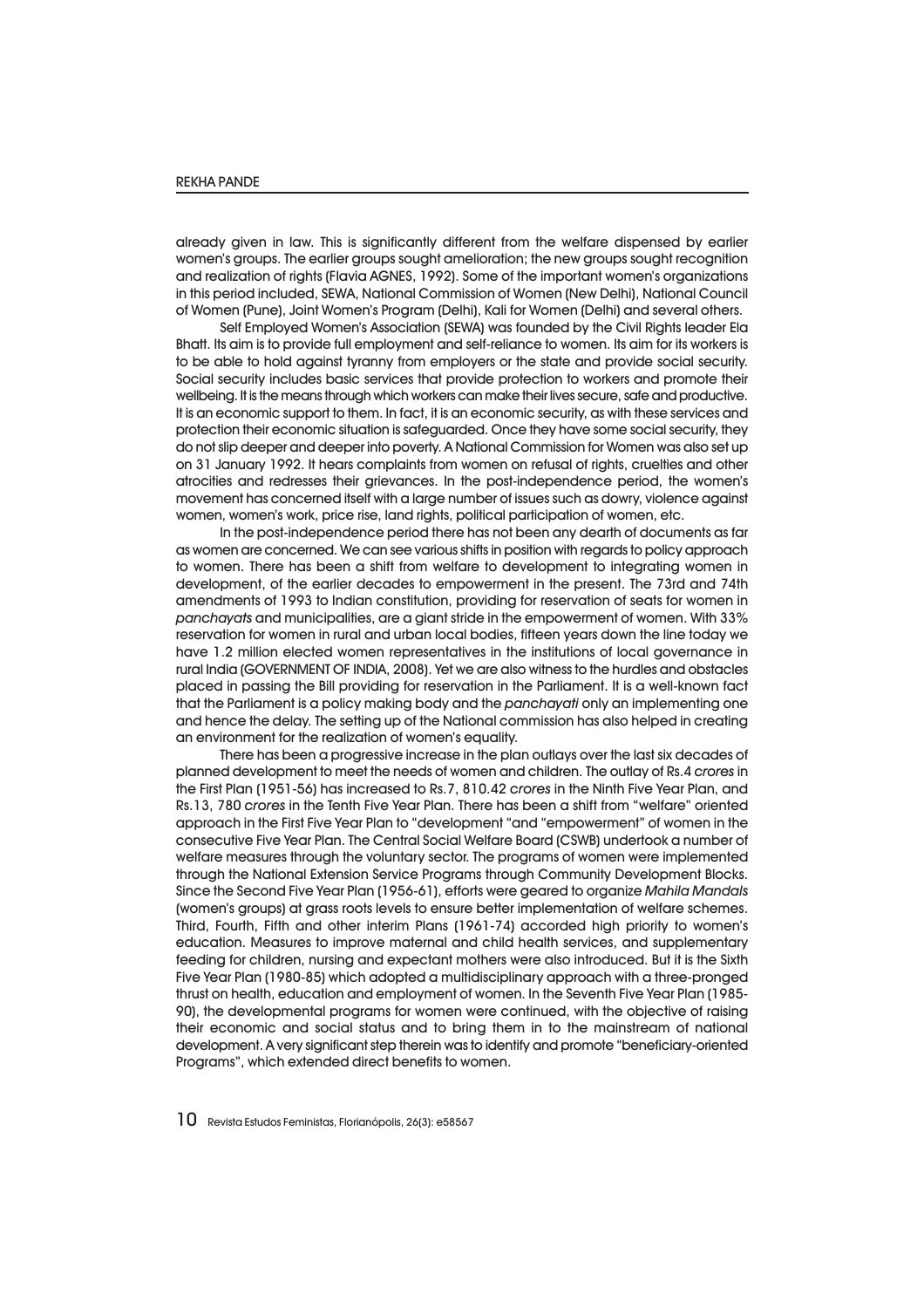already given in law. This is significantly different from the welfare dispensed by earlier women's groups. The earlier groups sought amelioration; the new groups sought recognition and realization of rights (Flavia AGNES, 1992). Some of the important women's organizations in this period included, SEWA, National Commission of Women (New Delhi), National Council of Women (Pune), Joint Women's Program (Delhi), Kali for Women (Delhi) and several others.

Self Employed Women's Association (SEWA) was founded by the Civil Rights leader Ela Bhatt. Its aim is to provide full employment and self-reliance to women. Its aim for its workers is to be able to hold against tyranny from employers or the state and provide social security. Social security includes basic services that provide protection to workers and promote their wellbeing. It is the means through which workers can make their lives secure, safe and productive. It is an economic support to them. In fact, it is an economic security, as with these services and protection their economic situation is safeguarded. Once they have some social security, they do not slip deeper and deeper into poverty. A National Commission for Women was also set up on 31 January 1992. It hears complaints from women on refusal of rights, cruelties and other atrocities and redresses their grievances. In the post-independence period, the women's movement has concerned itself with a large number of issues such as dowry, violence against women, women's work, price rise, land rights, political participation of women, etc.

In the post-independence period there has not been any dearth of documents as far as women are concerned. We can see various shifts in position with regards to policy approach to women. There has been a shift from welfare to development to integrating women in development, of the earlier decades to empowerment in the present. The 73rd and 74th amendments of 1993 to Indian constitution, providing for reservation of seats for women in *panchayats* and municipalities, are a giant stride in the empowerment of women. With 33% reservation for women in rural and urban local bodies, fifteen years down the line today we have 1.2 million elected women representatives in the institutions of local governance in rural India (GOVERNMENT OF INDIA, 2008). Yet we are also witness to the hurdles and obstacles placed in passing the Bill providing for reservation in the Parliament. It is a well-known fact that the Parliament is a policy making body and the *panchayati* only an implementing one and hence the delay. The setting up of the National commission has also helped in creating an environment for the realization of women's equality.

There has been a progressive increase in the plan outlays over the last six decades of planned development to meet the needs of women and children. The outlay of Rs.4 *crores* in the First Plan (1951-56) has increased to Rs.7, 810.42 *crores* in the Ninth Five Year Plan, and Rs.13, 780 *crores* in the Tenth Five Year Plan. There has been a shift from "welfare" oriented approach in the First Five Year Plan to "development "and "empowerment" of women in the consecutive Five Year Plan. The Central Social Welfare Board (CSWB) undertook a number of welfare measures through the voluntary sector. The programs of women were implemented through the National Extension Service Programs through Community Development Blocks. Since the Second Five Year Plan (1956-61), efforts were geared to organize *Mahila Mandals* (women's groups) at grass roots levels to ensure better implementation of welfare schemes. Third, Fourth, Fifth and other interim Plans (1961-74) accorded high priority to women's education. Measures to improve maternal and child health services, and supplementary feeding for children, nursing and expectant mothers were also introduced. But it is the Sixth Five Year Plan (1980-85) which adopted a multidisciplinary approach with a three-pronged thrust on health, education and employment of women. In the Seventh Five Year Plan (1985-90), the developmental programs for women were continued, with the objective of raising their economic and social status and to bring them in to the mainstream of national development. A very significant step therein was to identify and promote "beneficiary-oriented Programs", which extended direct benefits to women.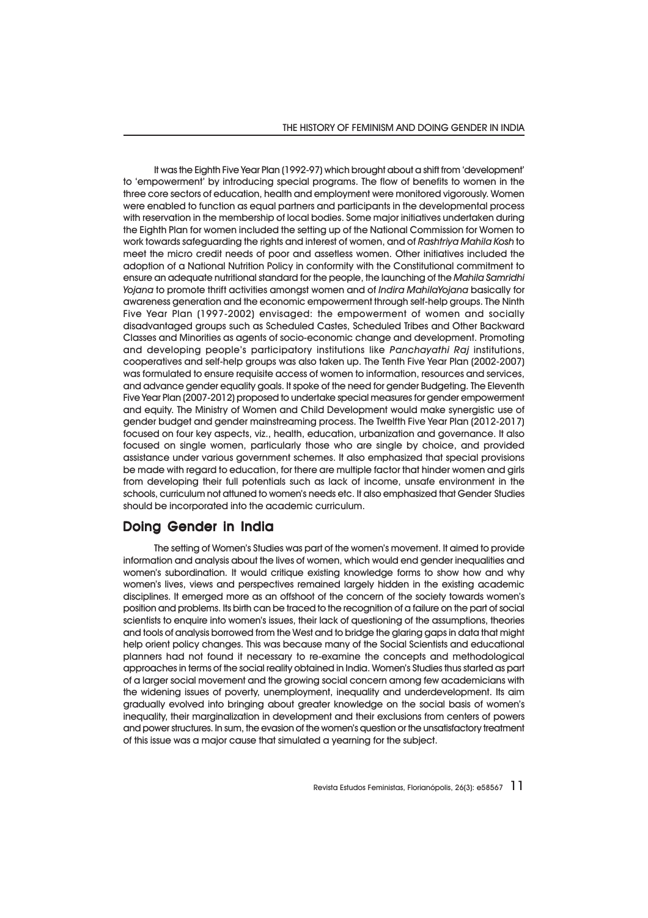It was the Eighth Five Year Plan (1992-97) which brought about a shift from 'development' to 'empowerment' by introducing special programs. The flow of benefits to women in the three core sectors of education, health and employment were monitored vigorously. Women were enabled to function as equal partners and participants in the developmental process with reservation in the membership of local bodies. Some major initiatives undertaken during the Eighth Plan for women included the setting up of the National Commission for Women to work towards safeguarding the rights and interest of women, and of *Rashtriya Mahila Kosh* to meet the micro credit needs of poor and assetless women. Other initiatives included the adoption of a National Nutrition Policy in conformity with the Constitutional commitment to ensure an adequate nutritional standard for the people, the launching of the *Mahila Samridhi Yojana* to promote thrift activities amongst women and of *Indira MahilaYojana* basically for awareness generation and the economic empowerment through self-help groups. The Ninth Five Year Plan (1997-2002) envisaged: the empowerment of women and socially disadvantaged groups such as Scheduled Castes, Scheduled Tribes and Other Backward Classes and Minorities as agents of socio-economic change and development. Promoting and developing people's participatory institutions like *Panchayathi Raj* institutions, cooperatives and self-help groups was also taken up. The Tenth Five Year Plan (2002-2007) was formulated to ensure requisite access of women to information, resources and services, and advance gender equality goals. It spoke of the need for gender Budgeting. The Eleventh Five Year Plan (2007-2012) proposed to undertake special measures for gender empowerment and equity. The Ministry of Women and Child Development would make synergistic use of gender budget and gender mainstreaming process. The Twelfth Five Year Plan (2012-2017) focused on four key aspects, viz., health, education, urbanization and governance. It also focused on single women, particularly those who are single by choice, and provided assistance under various government schemes. It also emphasized that special provisions be made with regard to education, for there are multiple factor that hinder women and girls from developing their full potentials such as lack of income, unsafe environment in the schools, curriculum not attuned to women's needs etc. It also emphasized that Gender Studies should be incorporated into the academic curriculum.

## Doing Gender in India

The setting of Women's Studies was part of the women's movement. It aimed to provide information and analysis about the lives of women, which would end gender inequalities and women's subordination. It would critique existing knowledge forms to show how and why women's lives, views and perspectives remained largely hidden in the existing academic disciplines. It emerged more as an offshoot of the concern of the society towards women's position and problems. Its birth can be traced to the recognition of a failure on the part of social scientists to enquire into women's issues, their lack of questioning of the assumptions, theories and tools of analysis borrowed from the West and to bridge the glaring gaps in data that might help orient policy changes. This was because many of the Social Scientists and educational planners had not found it necessary to re-examine the concepts and methodological approaches in terms of the social reality obtained in India. Women's Studies thus started as part of a larger social movement and the growing social concern among few academicians with the widening issues of poverty, unemployment, inequality and underdevelopment. Its aim gradually evolved into bringing about greater knowledge on the social basis of women's inequality, their marginalization in development and their exclusions from centers of powers and power structures. In sum, the evasion of the women's question or the unsatisfactory treatment of this issue was a major cause that simulated a yearning for the subject.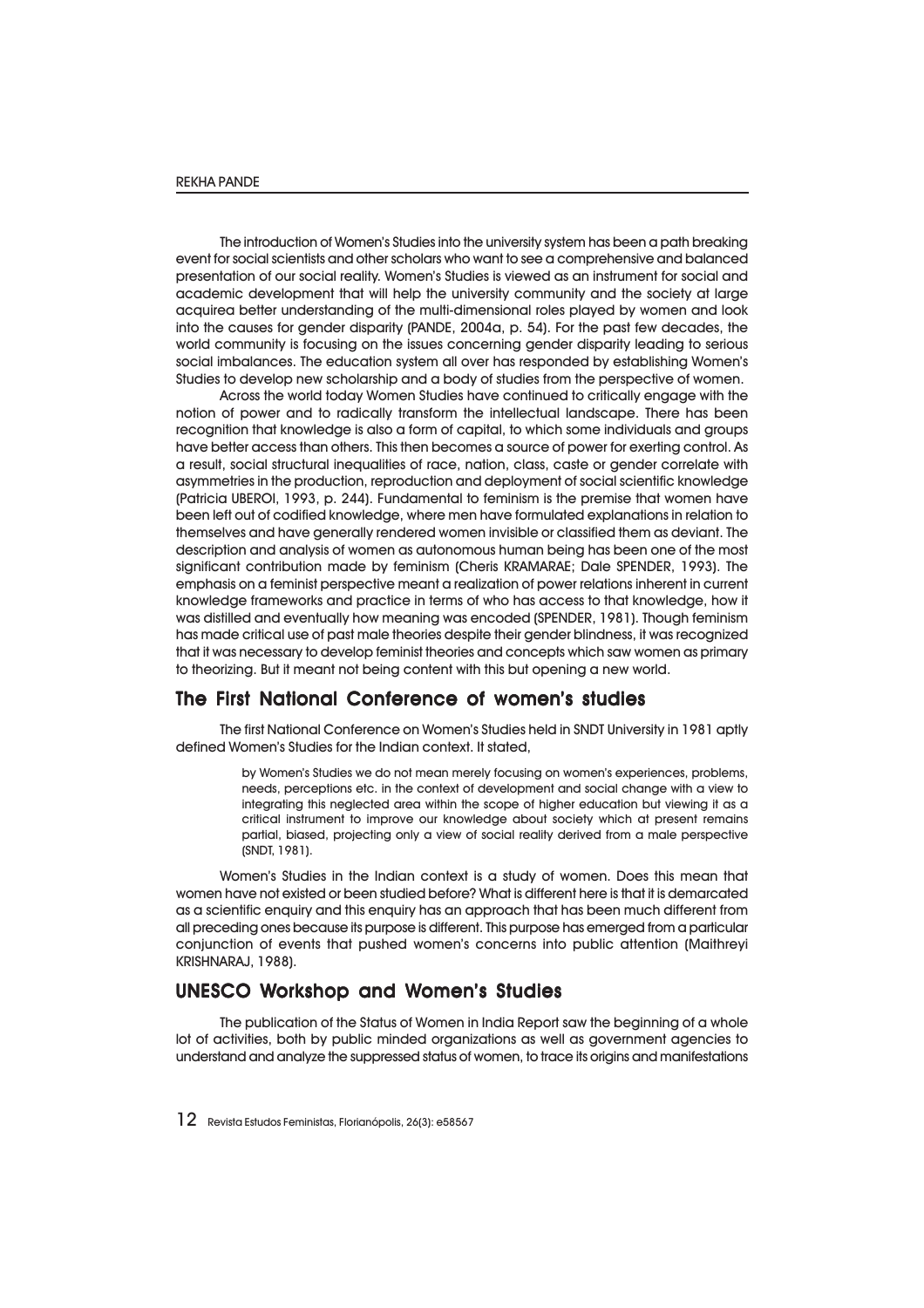The introduction of Women's Studies into the university system has been a path breaking event for social scientists and other scholars who want to see a comprehensive and balanced presentation of our social reality. Women's Studies is viewed as an instrument for social and academic development that will help the university community and the society at large acquirea better understanding of the multi-dimensional roles played by women and look into the causes for gender disparity (PANDE, 2004a, p. 54). For the past few decades, the world community is focusing on the issues concerning gender disparity leading to serious social imbalances. The education system all over has responded by establishing Women's Studies to develop new scholarship and a body of studies from the perspective of women.

Across the world today Women Studies have continued to critically engage with the notion of power and to radically transform the intellectual landscape. There has been recognition that knowledge is also a form of capital, to which some individuals and groups have better access than others. This then becomes a source of power for exerting control. As a result, social structural inequalities of race, nation, class, caste or gender correlate with asymmetries in the production, reproduction and deployment of social scientific knowledge (Patricia UBEROI, 1993, p. 244). Fundamental to feminism is the premise that women have been left out of codified knowledge, where men have formulated explanations in relation to themselves and have generally rendered women invisible or classified them as deviant. The description and analysis of women as autonomous human being has been one of the most significant contribution made by feminism (Cheris KRAMARAE; Dale SPENDER, 1993). The emphasis on a feminist perspective meant a realization of power relations inherent in current knowledge frameworks and practice in terms of who has access to that knowledge, how it was distilled and eventually how meaning was encoded (SPENDER, 1981). Though feminism has made critical use of past male theories despite their gender blindness, it was recognized that it was necessary to develop feminist theories and concepts which saw women as primary to theorizing. But it meant not being content with this but opening a new world.

## The First National Conference of women's studies

The first National Conference on Women's Studies held in SNDT University in 1981 aptly defined Women's Studies for the Indian context. It stated,

> by Women's Studies we do not mean merely focusing on women's experiences, problems, needs, perceptions etc. in the context of development and social change with a view to integrating this neglected area within the scope of higher education but viewing it as a critical instrument to improve our knowledge about society which at present remains partial, biased, projecting only a view of social reality derived from a male perspective (SNDT, 1981).

Women's Studies in the Indian context is a study of women. Does this mean that women have not existed or been studied before? What is different here is that it is demarcated as a scientific enquiry and this enquiry has an approach that has been much different from all preceding ones because its purpose is different. This purpose has emerged from a particular conjunction of events that pushed women's concerns into public attention (Maithreyi KRISHNARAJ, 1988).

## UNESCO Workshop and Women's Studies

The publication of the Status of Women in India Report saw the beginning of a whole lot of activities, both by public minded organizations as well as government agencies to understand and analyze the suppressed status of women, to trace its origins and manifestations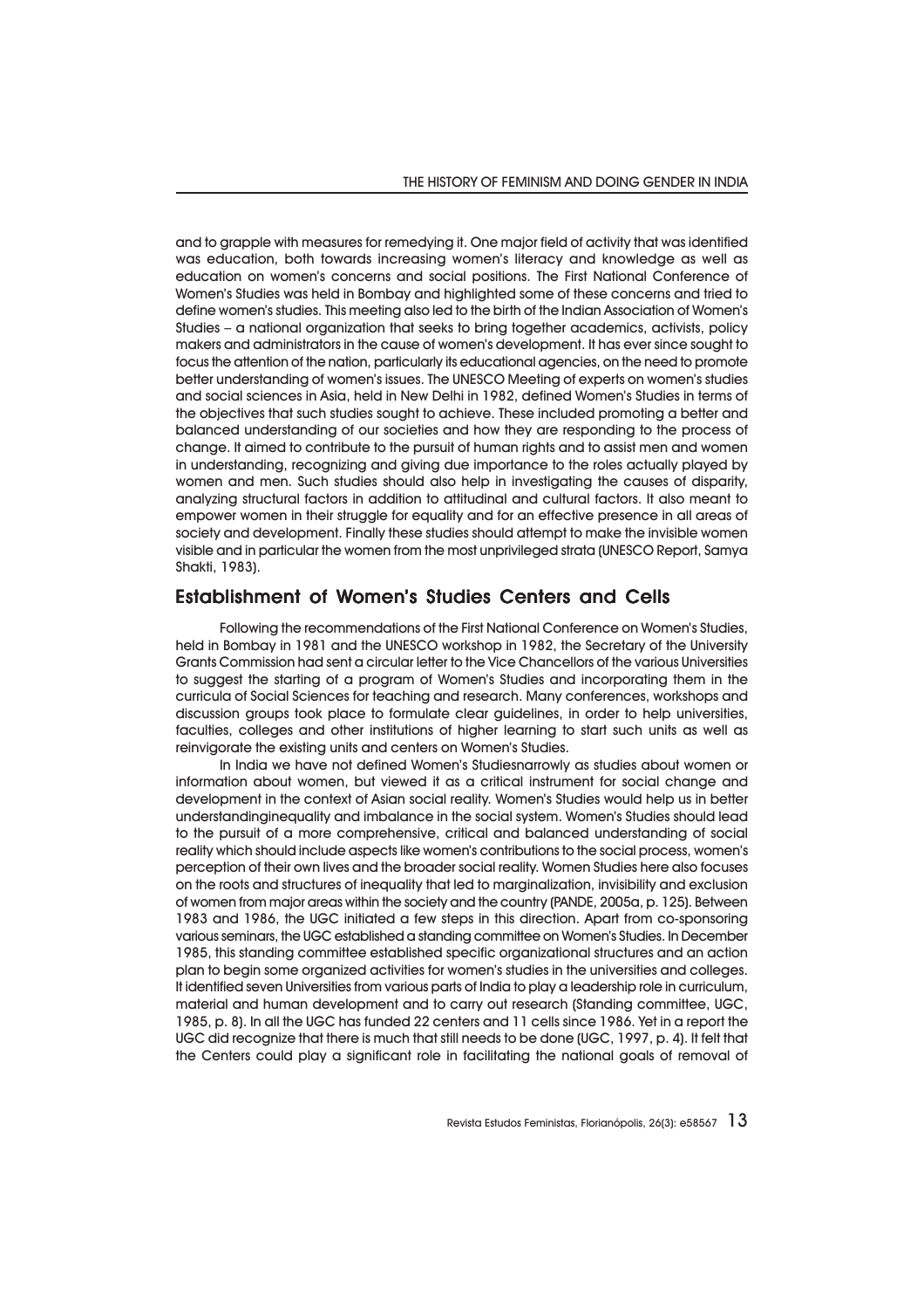and to grapple with measures for remedying it. One major field of activity that was identified was education, both towards increasing women's literacy and knowledge as well as education on women's concerns and social positions. The First National Conference of Women's Studies was held in Bombay and highlighted some of these concerns and tried to define women's studies. This meeting also led to the birth of the Indian Association of Women's Studies – a national organization that seeks to bring together academics, activists, policy makers and administrators in the cause of women's development. It has ever since sought to focus the attention of the nation, particularly its educational agencies, on the need to promote better understanding of women's issues. The UNESCO Meeting of experts on women's studies and social sciences in Asia, held in New Delhi in 1982, defined Women's Studies in terms of the objectives that such studies sought to achieve. These included promoting a better and balanced understanding of our societies and how they are responding to the process of change. It aimed to contribute to the pursuit of human rights and to assist men and women in understanding, recognizing and giving due importance to the roles actually played by women and men. Such studies should also help in investigating the causes of disparity, analyzing structural factors in addition to attitudinal and cultural factors. It also meant to empower women in their struggle for equality and for an effective presence in all areas of society and development. Finally these studies should attempt to make the invisible women visible and in particular the women from the most unprivileged strata (UNESCO Report, Samya Shakti, 1983).

## Establishment of Women's Studies Centers and Cells

Following the recommendations of the First National Conference on Women's Studies, held in Bombay in 1981 and the UNESCO workshop in 1982, the Secretary of the University Grants Commission had sent a circular letter to the Vice Chancellors of the various Universities to suggest the starting of a program of Women's Studies and incorporating them in the curricula of Social Sciences for teaching and research. Many conferences, workshops and discussion groups took place to formulate clear guidelines, in order to help universities, faculties, colleges and other institutions of higher learning to start such units as well as reinvigorate the existing units and centers on Women's Studies.

In India we have not defined Women's Studiesnarrowly as studies about women or information about women, but viewed it as a critical instrument for social change and development in the context of Asian social reality. Women's Studies would help us in better understandinginequality and imbalance in the social system. Women's Studies should lead to the pursuit of a more comprehensive, critical and balanced understanding of social reality which should include aspects like women's contributions to the social process, women's perception of their own lives and the broader social reality. Women Studies here also focuses on the roots and structures of inequality that led to marginalization, invisibility and exclusion of women from major areas within the society and the country (PANDE, 2005a, p. 125). Between 1983 and 1986, the UGC initiated a few steps in this direction. Apart from co-sponsoring various seminars, the UGC established a standing committee on Women's Studies. In December 1985, this standing committee established specific organizational structures and an action plan to begin some organized activities for women's studies in the universities and colleges. It identified seven Universities from various parts of India to play a leadership role in curriculum, material and human development and to carry out research (Standing committee, UGC, 1985, p. 8). In all the UGC has funded 22 centers and 11 cells since 1986. Yet in a report the UGC did recognize that there is much that still needs to be done (UGC, 1997, p. 4). It felt that the Centers could play a significant role in facilitating the national goals of removal of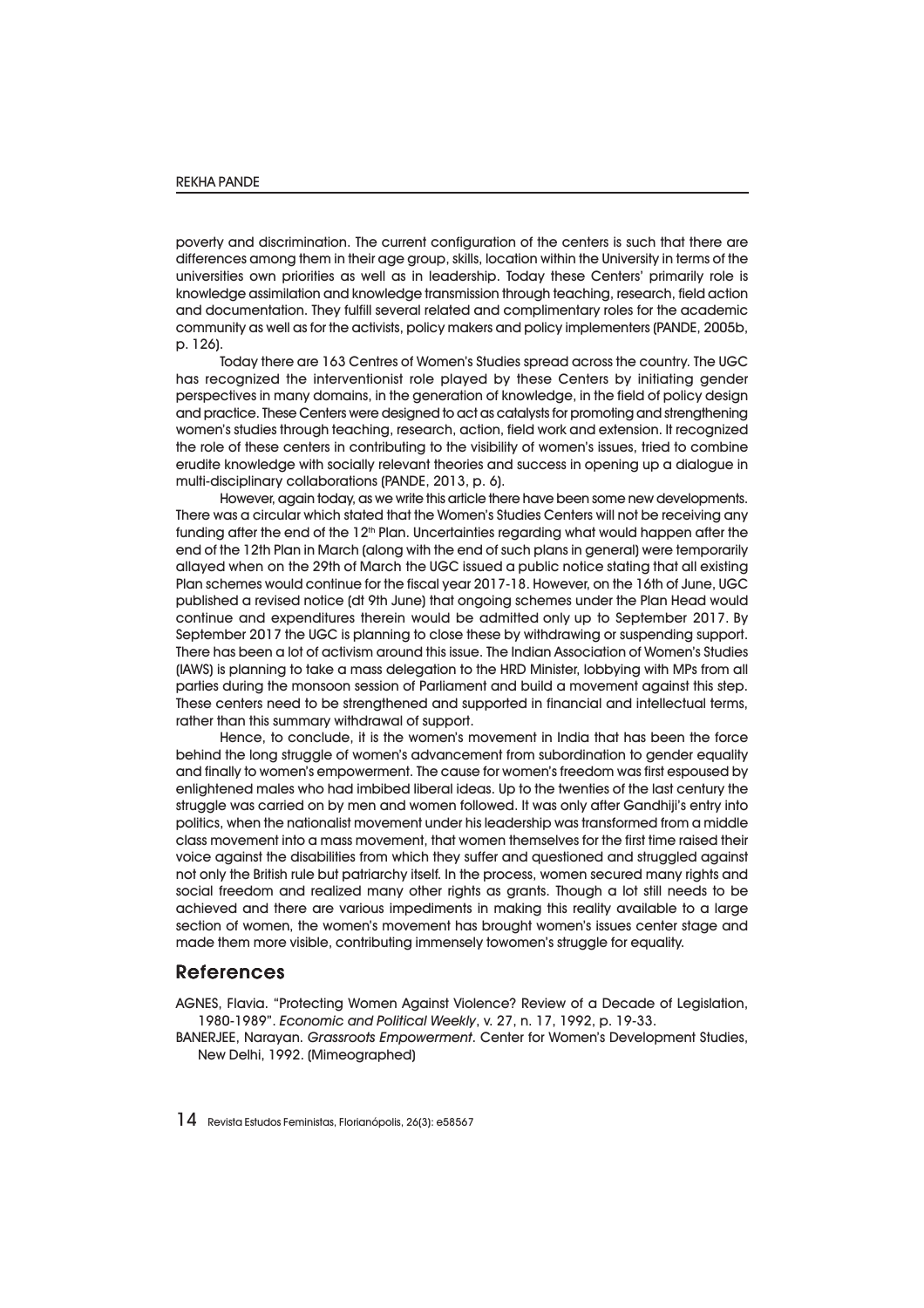poverty and discrimination. The current configuration of the centers is such that there are differences among them in their age group, skills, location within the University in terms of the universities own priorities as well as in leadership. Today these Centers' primarily role is knowledge assimilation and knowledge transmission through teaching, research, field action and documentation. They fulfill several related and complimentary roles for the academic community as well as for the activists, policy makers and policy implementers (PANDE, 2005b, p. 126).

Today there are 163 Centres of Women's Studies spread across the country. The UGC has recognized the interventionist role played by these Centers by initiating gender perspectives in many domains, in the generation of knowledge, in the field of policy design and practice. These Centers were designed to act as catalysts for promoting and strengthening women's studies through teaching, research, action, field work and extension. It recognized the role of these centers in contributing to the visibility of women's issues, tried to combine erudite knowledge with socially relevant theories and success in opening up a dialogue in multi-disciplinary collaborations (PANDE, 2013, p. 6).

However, again today, as we write this article there have been some new developments. There was a circular which stated that the Women's Studies Centers will not be receiving any funding after the end of the 12th Plan. Uncertainties regarding what would happen after the end of the 12th Plan in March (along with the end of such plans in general) were temporarily allayed when on the 29th of March the UGC issued a public notice stating that all existing Plan schemes would continue for the fiscal year 2017-18. However, on the 16th of June, UGC published a revised notice (dt 9th June) that ongoing schemes under the Plan Head would continue and expenditures therein would be admitted only up to September 2017. By September 2017 the UGC is planning to close these by withdrawing or suspending support. There has been a lot of activism around this issue. The Indian Association of Women's Studies (IAWS) is planning to take a mass delegation to the HRD Minister, lobbying with MPs from all parties during the monsoon session of Parliament and build a movement against this step. These centers need to be strengthened and supported in financial and intellectual terms, rather than this summary withdrawal of support.

Hence, to conclude, it is the women's movement in India that has been the force behind the long struggle of women's advancement from subordination to gender equality and finally to women's empowerment. The cause for women's freedom was first espoused by enlightened males who had imbibed liberal ideas. Up to the twenties of the last century the struggle was carried on by men and women followed. It was only after Gandhiji's entry into politics, when the nationalist movement under his leadership was transformed from a middle class movement into a mass movement, that women themselves for the first time raised their voice against the disabilities from which they suffer and questioned and struggled against not only the British rule but patriarchy itself. In the process, women secured many rights and social freedom and realized many other rights as grants. Though a lot still needs to be achieved and there are various impediments in making this reality available to a large section of women, the women's movement has brought women's issues center stage and made them more visible, contributing immensely towomen's struggle for equality.

## References

AGNES, Flavia. "Protecting Women Against Violence? Review of a Decade of Legislation, 1980-1989". *Economic and Political Weekly*, v. 27, n. 17, 1992, p. 19-33.

BANERJEE, Narayan. *Grassroots Empowerment*. Center for Women's Development Studies, New Delhi, 1992. (Mimeographed)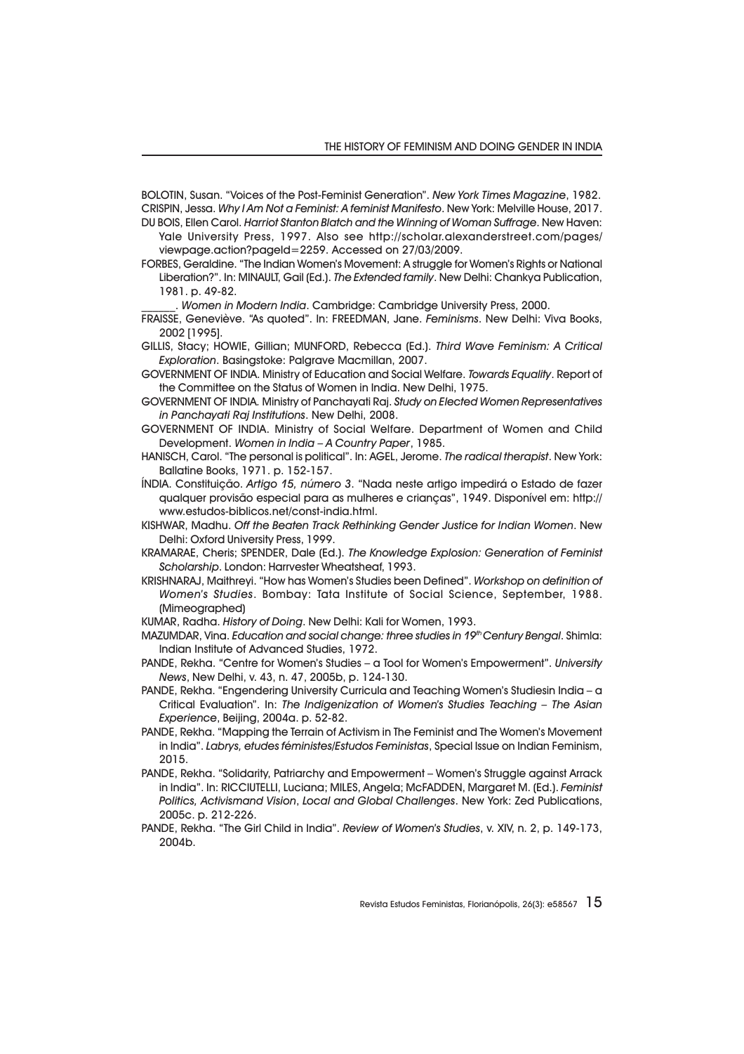BOLOTIN, Susan. "Voices of the Post-Feminist Generation". *New York Times Magazine*, 1982.

CRISPIN, Jessa. *Why I Am Not a Feminist: A feminist Manifesto*. New York: Melville House, 2017.

DU BOIS, Ellen Carol. *Harriot Stanton Blatch and the Winning of Woman Suffrage*. New Haven: Yale University Press, 1997. Also see http://scholar.alexanderstreet.com/pages/viewpage.action?pageId=2259. Accessed on 27/03/2009.

FORBES, Geraldine. "The Indian Women's Movement: A struggle for Women's Rights or National Liberation?". In: MINAULT, Gail (Ed.). *The Extended family*. New Delhi: Chankya Publication, 1981. p. 49-82.

\_\_\_\_\_\_. *Women in Modern India*. Cambridge: Cambridge University Press, 2000.

FRAISSE, Geneviève. "As quoted". In: FREEDMAN, Jane. *Feminisms*. New Delhi: Viva Books, 2002 [1995].

GILLIS, Stacy; HOWIE, Gillian; MUNFORD, Rebecca (Ed.). *Third Wave Feminism: A Critical Exploration*. Basingstoke: Palgrave Macmillan, 2007.

GOVERNMENT OF INDIA. Ministry of Education and Social Welfare. *Towards Equality*. Report of the Committee on the Status of Women in India. New Delhi, 1975.

GOVERNMENT OF INDIA. Ministry of Panchayati Raj. *Study on Elected Women Representatives in Panchayati Raj Institutions*. New Delhi, 2008.

GOVERNMENT OF INDIA. Ministry of Social Welfare. Department of Women and Child Development. *Women in India – A Country Paper*, 1985.

HANISCH, Carol. "The personal is political". In: AGEL, Jerome. *The radical therapist*. New York: Ballatine Books, 1971. p. 152-157.

ÍNDIA. Constituição. *Artigo 15, número 3*. "Nada neste artigo impedirá o Estado de fazer qualquer provisão especial para as mulheres e crianças", 1949. Disponível em: http://www.estudos-biblicos.net/const-india.html.

KISHWAR, Madhu. *Off the Beaten Track Rethinking Gender Justice for Indian Women*. New Delhi: Oxford University Press, 1999.

KRAMARAE, Cheris; SPENDER, Dale (Ed.). *The Knowledge Explosion: Generation of Feminist Scholarship*. London: Harrvester Wheatsheaf, 1993.

KRISHNARAJ, Maithreyi. "How has Women's Studies been Defined". *Workshop on definition of Women's Studies*. Bombay: Tata Institute of Social Science, September, 1988. (Mimeographed)

KUMAR, Radha. *History of Doing*. New Delhi: Kali for Women, 1993.

MAZUMDAR, Vina. *Education and social change: three studies in 19th Century Bengal*. Shimla: Indian Institute of Advanced Studies, 1972.

PANDE, Rekha. "Centre for Women's Studies – a Tool for Women's Empowerment". *University News*, New Delhi, v. 43, n. 47, 2005b, p. 124-130.

PANDE, Rekha. "Engendering University Curricula and Teaching Women's Studiesin India – a Critical Evaluation". In: *The Indigenization of Women's Studies Teaching – The Asian Experience*, Beijing, 2004a. p. 52-82.

PANDE, Rekha. "Mapping the Terrain of Activism in The Feminist and The Women's Movement in India". *Labrys, etudes féministes/Estudos Feministas*, Special Issue on Indian Feminism, 2015.

PANDE, Rekha. "Solidarity, Patriarchy and Empowerment – Women's Struggle against Arrack in India". In: RICCIUTELLI, Luciana; MILES, Angela; McFADDEN, Margaret M. (Ed.). *Feminist Politics, Activismand Vision, Local and Global Challenges*. New York: Zed Publications, 2005c. p. 212-226.

PANDE, Rekha. "The Girl Child in India". *Review of Women's Studies*, v. XIV, n. 2, p. 149-173, 2004b.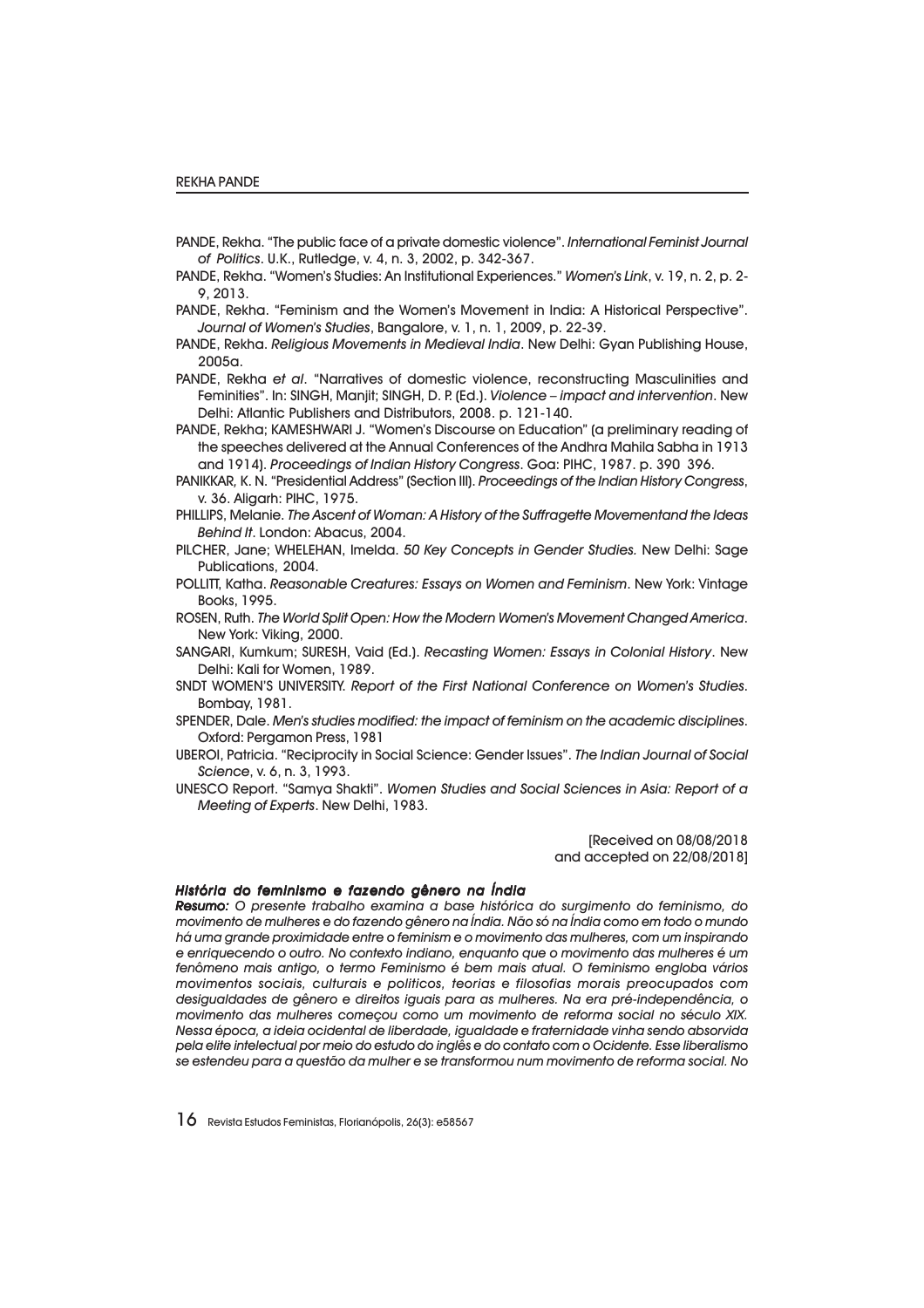PANDE, Rekha. "The public face of a private domestic violence". *International Feminist Journal of Politics*. U.K., Rutledge, v. 4, n. 3, 2002, p. 342-367.

PANDE, Rekha. "Women's Studies: An Institutional Experiences." *Women's Link*, v. 19, n. 2, p. 2-9, 2013.

PANDE, Rekha. "Feminism and the Women's Movement in India: A Historical Perspective". *Journal of Women's Studies*, Bangalore, v. 1, n. 1, 2009, p. 22-39.

PANDE, Rekha. *Religious Movements in Medieval India*. New Delhi: Gyan Publishing House, 2005a.

PANDE, Rekha *et al*. "Narratives of domestic violence, reconstructing Masculinities and Feminities". In: SINGH, Manjit; SINGH, D. P. (Ed.). *Violence – impact and intervention*. New Delhi: Atlantic Publishers and Distributors, 2008. p. 121-140.

PANDE, Rekha; KAMESHWARI J. "Women's Discourse on Education" (a preliminary reading of the speeches delivered at the Annual Conferences of the Andhra Mahila Sabha in 1913 and 1914). *Proceedings of Indian History Congress*. Goa: PIHC, 1987. p. 390 396.

PANIKKAR, K. N. "Presidential Address" (Section III). *Proceedings of the Indian History Congress*, v. 36. Aligarh: PIHC, 1975.

PHILLIPS, Melanie. *The Ascent of Woman: A History of the Suffragette Movementand the Ideas Behind It*. London: Abacus, 2004.

PILCHER, Jane; WHELEHAN, Imelda. *50 Key Concepts in Gender Studies.* New Delhi: Sage Publications, 2004.

POLLITT, Katha. *Reasonable Creatures: Essays on Women and Feminism*. New York: Vintage Books, 1995.

ROSEN, Ruth. *The World Split Open: How the Modern Women's Movement Changed America*. New York: Viking, 2000.

SANGARI, Kumkum; SURESH, Vaid (Ed.). *Recasting Women: Essays in Colonial History*. New Delhi: Kali for Women, 1989.

SNDT WOMEN'S UNIVERSITY. *Report of the First National Conference on Women's Studies*. Bombay, 1981.

SPENDER, Dale. *Men's studies modified: the impact of feminism on the academic disciplines*. Oxford: Pergamon Press, 1981

UBEROI, Patricia. "Reciprocity in Social Science: Gender Issues". *The Indian Journal of Social Science*, v. 6, n. 3, 1993.

UNESCO Report. "Samya Shakti". *Women Studies and Social Sciences in Asia: Report of a Meeting of Experts*. New Delhi, 1983.

[Received on 08/08/2018
and accepted on 22/08/2018]

***História do feminismo e fazendo gênero na Índia***

***Resumo:*** *O presente trabalho examina a base histórica do surgimento do feminismo, do movimento de mulheres e do fazendo gênero na Índia. Não só na Índia como em todo o mundo há uma grande proximidade entre o feminism e o movimento das mulheres, com um inspirando e enriquecendo o outro. No contexto indiano, enquanto que o movimento das mulheres é um fenômeno mais antigo, o termo Feminismo é bem mais atual. O feminismo engloba vários movimentos sociais, culturais e politicos, teorias e filosofias morais preocupados com desigualdades de gênero e direitos iguais para as mulheres. Na era pré-independência, o movimento das mulheres começou como um movimento de reforma social no século XIX. Nessa época, a ideia ocidental de liberdade, igualdade e fraternidade vinha sendo absorvida pela elite intelectual por meio do estudo do inglês e do contato com o Ocidente. Esse liberalismo se estendeu para a questão da mulher e se transformou num movimento de reforma social. No*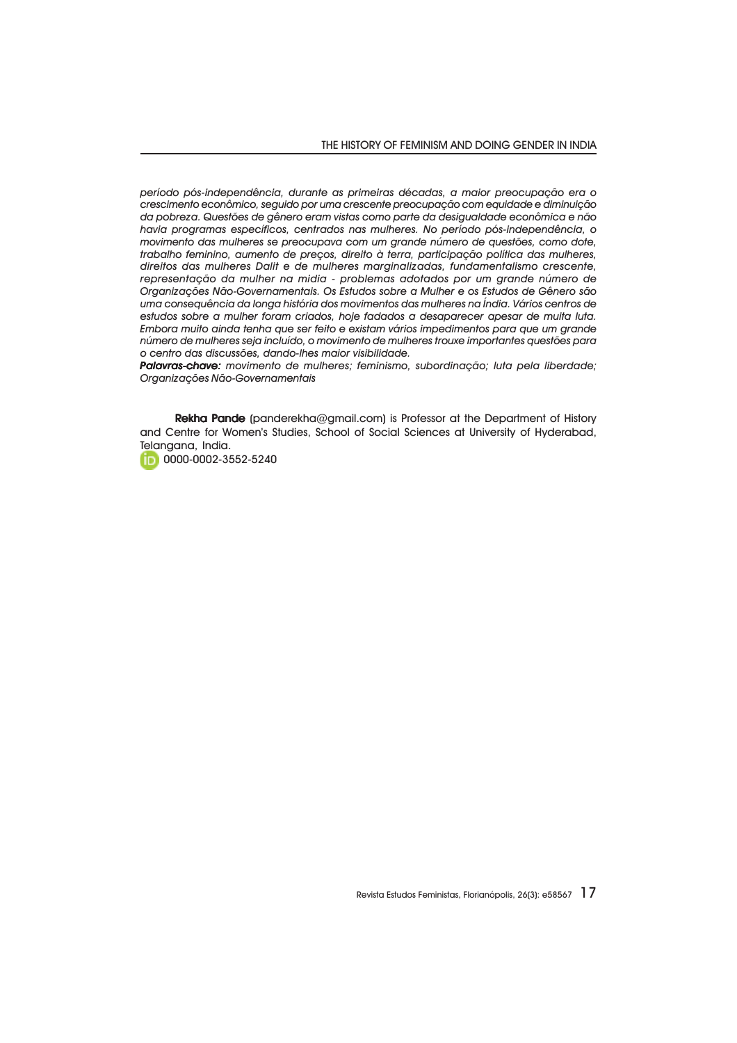*período pós-independência, durante as primeiras décadas, a maior preocupação era o crescimento econômico, seguido por uma crescente preocupação com equidade e diminuição da pobreza. Questões de gênero eram vistas como parte da desigualdade econômica e não havia programas específicos, centrados nas mulheres. No período pós-independência, o movimento das mulheres se preocupava com um grande número de questões, como dote, trabalho feminino, aumento de preços, direito à terra, participação política das mulheres, direitos das mulheres Dalit e de mulheres marginalizadas, fundamentalismo crescente, representação da mulher na mídia - problemas adotados por um grande número de Organizações Não-Governamentais. Os Estudos sobre a Mulher e os Estudos de Gênero são uma consequência da longa história dos movimentos das mulheres na Índia. Vários centros de estudos sobre a mulher foram criados, hoje fadados a desaparecer apesar de muita luta. Embora muito ainda tenha que ser feito e existam vários impedimentos para que um grande número de mulheres seja incluído, o movimento de mulheres trouxe importantes questões para o centro das discussões, dando-lhes maior visibilidade.*

***Palavras-chave:*** *movimento de mulheres; feminismo, subordinação; luta pela liberdade; Organizações Não-Governamentais*

**Rekha Pande** (panderekha@gmail.com) is Professor at the Department of History and Centre for Women's Studies, School of Social Sciences at University of Hyderabad, Telangana, India.

0000-0002-3552-5240